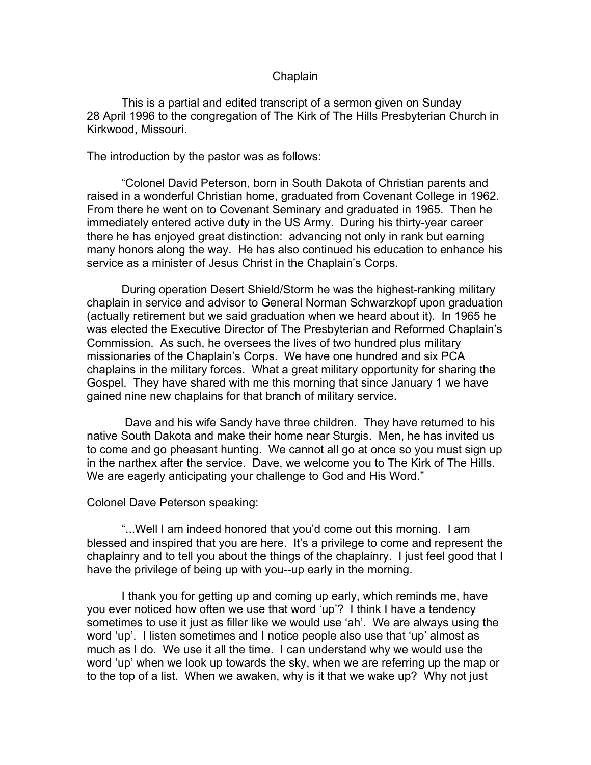Chaplain

This is a partial and edited transcript of a sermon given on Sunday 28 April 1996 to the congregation of The Kirk of The Hills Presbyterian Church in Kirkwood, Missouri.

The introduction by the pastor was as follows:

"Colonel David Peterson, born in South Dakota of Christian parents and raised in a wonderful Christian home, graduated from Covenant College in 1962. From there he went on to Covenant Seminary and graduated in 1965. Then he immediately entered active duty in the US Army. During his thirty-year career there he has enjoyed great distinction: advancing not only in rank but earning many honors along the way. He has also continued his education to enhance his service as a minister of Jesus Christ in the Chaplain's Corps.

During operation Desert Shield/Storm he was the highest-ranking military chaplain in service and advisor to General Norman Schwarzkopf upon graduation (actually retirement but we said graduation when we heard about it). In 1965 he was elected the Executive Director of The Presbyterian and Reformed Chaplain's Commission. As such, he oversees the lives of two hundred plus military missionaries of the Chaplain's Corps. We have one hundred and six PCA chaplains in the military forces. What a great military opportunity for sharing the Gospel. They have shared with me this morning that since January 1 we have gained nine new chaplains for that branch of military service.

Dave and his wife Sandy have three children. They have returned to his native South Dakota and make their home near Sturgis. Men, he has invited us to come and go pheasant hunting. We cannot all go at once so you must sign up in the narthex after the service. Dave, we welcome you to The Kirk of The Hills. We are eagerly anticipating your challenge to God and His Word."

Colonel Dave Peterson speaking:

"...Well I am indeed honored that you'd come out this morning. I am blessed and inspired that you are here. It's a privilege to come and represent the chaplainry and to tell you about the things of the chaplainry. I just feel good that I have the privilege of being up with you--up early in the morning.

I thank you for getting up and coming up early, which reminds me, have you ever noticed how often we use that word 'up'? I think I have a tendency sometimes to use it just as filler like we would use 'ah'. We are always using the word 'up'. I listen sometimes and I notice people also use that 'up' almost as much as I do. We use it all the time. I can understand why we would use the word 'up' when we look up towards the sky, when we are referring up the map or to the top of a list. When we awaken, why is it that we wake up? Why not just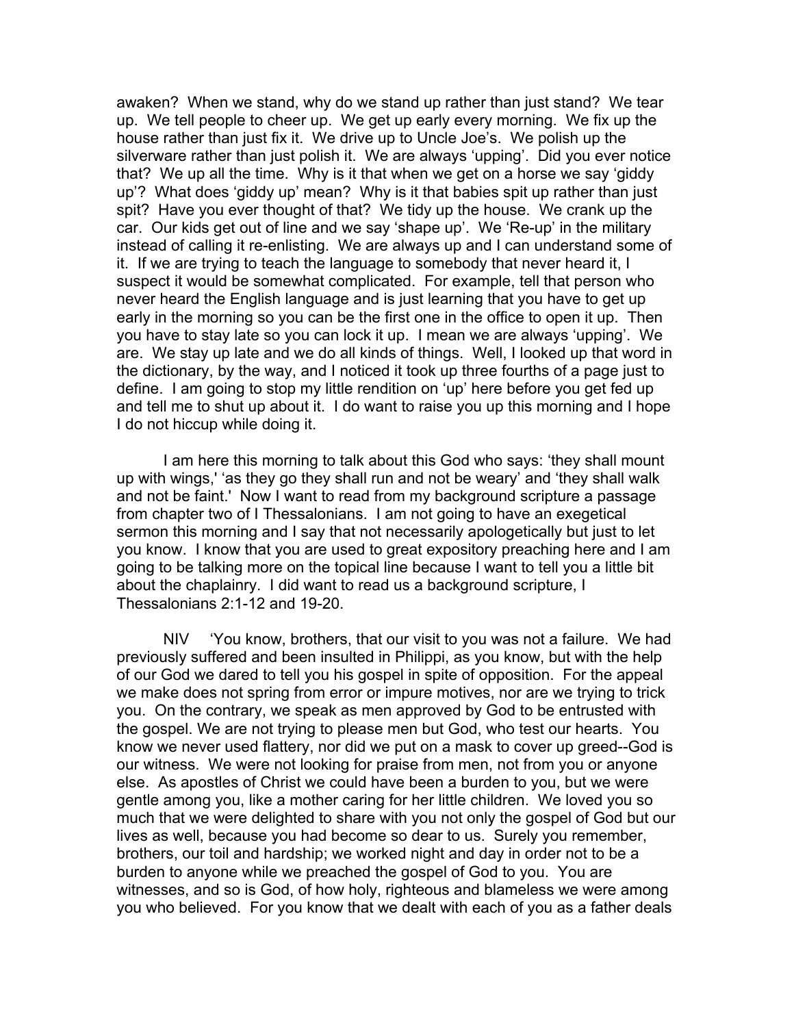awaken? When we stand, why do we stand up rather than just stand? We tear up. We tell people to cheer up. We get up early every morning. We fix up the house rather than just fix it. We drive up to Uncle Joe's. We polish up the silverware rather than just polish it. We are always 'upping'. Did you ever notice that? We up all the time. Why is it that when we get on a horse we say 'giddy up'? What does 'giddy up' mean? Why is it that babies spit up rather than just spit? Have you ever thought of that? We tidy up the house. We crank up the car. Our kids get out of line and we say 'shape up'. We 'Re-up' in the military instead of calling it re-enlisting. We are always up and I can understand some of it. If we are trying to teach the language to somebody that never heard it, I suspect it would be somewhat complicated. For example, tell that person who never heard the English language and is just learning that you have to get up early in the morning so you can be the first one in the office to open it up. Then you have to stay late so you can lock it up. I mean we are always 'upping'. We are. We stay up late and we do all kinds of things. Well, I looked up that word in the dictionary, by the way, and I noticed it took up three fourths of a page just to define. I am going to stop my little rendition on 'up' here before you get fed up and tell me to shut up about it. I do want to raise you up this morning and I hope I do not hiccup while doing it.

I am here this morning to talk about this God who says: 'they shall mount up with wings,' 'as they go they shall run and not be weary' and 'they shall walk and not be faint.' Now I want to read from my background scripture a passage from chapter two of I Thessalonians. I am not going to have an exegetical sermon this morning and I say that not necessarily apologetically but just to let you know. I know that you are used to great expository preaching here and I am going to be talking more on the topical line because I want to tell you a little bit about the chaplainry. I did want to read us a background scripture, I Thessalonians 2:1-12 and 19-20.

NIV 'You know, brothers, that our visit to you was not a failure. We had previously suffered and been insulted in Philippi, as you know, but with the help of our God we dared to tell you his gospel in spite of opposition. For the appeal we make does not spring from error or impure motives, nor are we trying to trick you. On the contrary, we speak as men approved by God to be entrusted with the gospel. We are not trying to please men but God, who test our hearts. You know we never used flattery, nor did we put on a mask to cover up greed--God is our witness. We were not looking for praise from men, not from you or anyone else. As apostles of Christ we could have been a burden to you, but we were gentle among you, like a mother caring for her little children. We loved you so much that we were delighted to share with you not only the gospel of God but our lives as well, because you had become so dear to us. Surely you remember, brothers, our toil and hardship; we worked night and day in order not to be a burden to anyone while we preached the gospel of God to you. You are witnesses, and so is God, of how holy, righteous and blameless we were among you who believed. For you know that we dealt with each of you as a father deals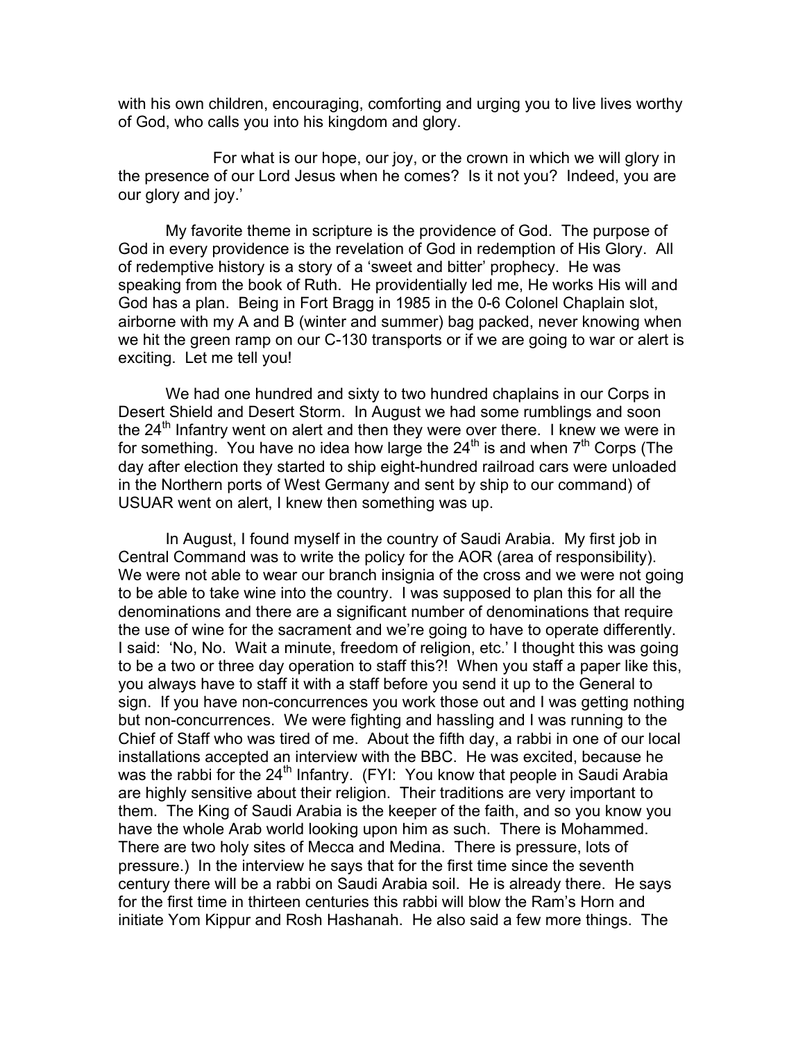with his own children, encouraging, comforting and urging you to live lives worthy of God, who calls you into his kingdom and glory.

For what is our hope, our joy, or the crown in which we will glory in the presence of our Lord Jesus when he comes? Is it not you? Indeed, you are our glory and joy.'

My favorite theme in scripture is the providence of God. The purpose of God in every providence is the revelation of God in redemption of His Glory. All of redemptive history is a story of a 'sweet and bitter' prophecy. He was speaking from the book of Ruth. He providentially led me, He works His will and God has a plan. Being in Fort Bragg in 1985 in the 0-6 Colonel Chaplain slot, airborne with my A and B (winter and summer) bag packed, never knowing when we hit the green ramp on our C-130 transports or if we are going to war or alert is exciting. Let me tell you!

We had one hundred and sixty to two hundred chaplains in our Corps in Desert Shield and Desert Storm. In August we had some rumblings and soon the 24th Infantry went on alert and then they were over there. I knew we were in for something. You have no idea how large the 24th is and when 7th Corps (The day after election they started to ship eight-hundred railroad cars were unloaded in the Northern ports of West Germany and sent by ship to our command) of USUAR went on alert, I knew then something was up.

In August, I found myself in the country of Saudi Arabia. My first job in Central Command was to write the policy for the AOR (area of responsibility). We were not able to wear our branch insignia of the cross and we were not going to be able to take wine into the country. I was supposed to plan this for all the denominations and there are a significant number of denominations that require the use of wine for the sacrament and we're going to have to operate differently. I said: 'No, No. Wait a minute, freedom of religion, etc.' I thought this was going to be a two or three day operation to staff this?! When you staff a paper like this, you always have to staff it with a staff before you send it up to the General to sign. If you have non-concurrences you work those out and I was getting nothing but non-concurrences. We were fighting and hassling and I was running to the Chief of Staff who was tired of me. About the fifth day, a rabbi in one of our local installations accepted an interview with the BBC. He was excited, because he was the rabbi for the 24th Infantry. (FYI: You know that people in Saudi Arabia are highly sensitive about their religion. Their traditions are very important to them. The King of Saudi Arabia is the keeper of the faith, and so you know you have the whole Arab world looking upon him as such. There is Mohammed. There are two holy sites of Mecca and Medina. There is pressure, lots of pressure.) In the interview he says that for the first time since the seventh century there will be a rabbi on Saudi Arabia soil. He is already there. He says for the first time in thirteen centuries this rabbi will blow the Ram's Horn and initiate Yom Kippur and Rosh Hashanah. He also said a few more things. The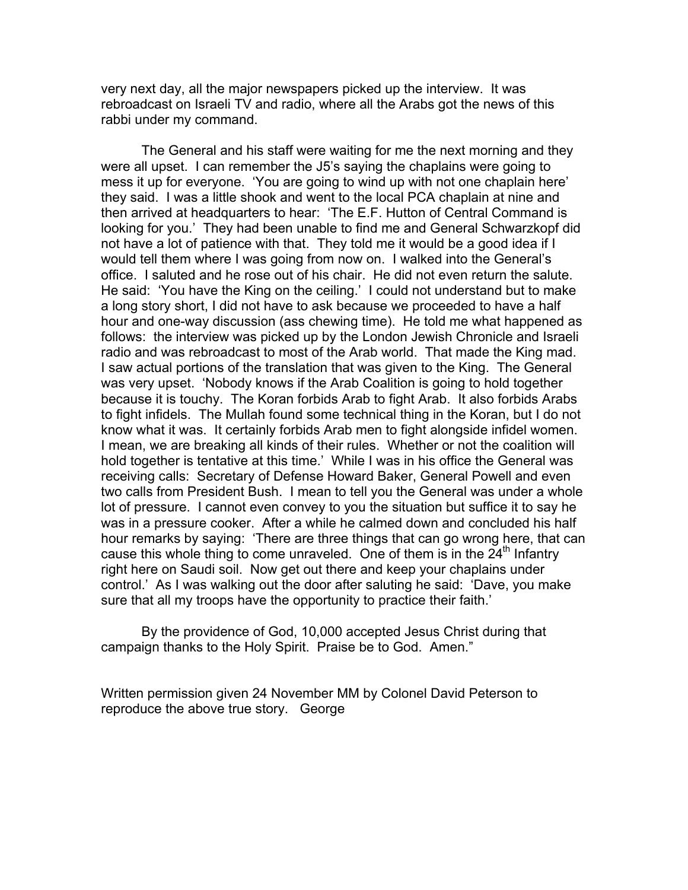very next day, all the major newspapers picked up the interview. It was rebroadcast on Israeli TV and radio, where all the Arabs got the news of this rabbi under my command.

The General and his staff were waiting for me the next morning and they were all upset. I can remember the J5's saying the chaplains were going to mess it up for everyone. 'You are going to wind up with not one chaplain here' they said. I was a little shook and went to the local PCA chaplain at nine and then arrived at headquarters to hear: 'The E.F. Hutton of Central Command is looking for you.' They had been unable to find me and General Schwarzkopf did not have a lot of patience with that. They told me it would be a good idea if I would tell them where I was going from now on. I walked into the General's office. I saluted and he rose out of his chair. He did not even return the salute. He said: 'You have the King on the ceiling.' I could not understand but to make a long story short, I did not have to ask because we proceeded to have a half hour and one-way discussion (ass chewing time). He told me what happened as follows: the interview was picked up by the London Jewish Chronicle and Israeli radio and was rebroadcast to most of the Arab world. That made the King mad. I saw actual portions of the translation that was given to the King. The General was very upset. 'Nobody knows if the Arab Coalition is going to hold together because it is touchy. The Koran forbids Arab to fight Arab. It also forbids Arabs to fight infidels. The Mullah found some technical thing in the Koran, but I do not know what it was. It certainly forbids Arab men to fight alongside infidel women. I mean, we are breaking all kinds of their rules. Whether or not the coalition will hold together is tentative at this time.' While I was in his office the General was receiving calls: Secretary of Defense Howard Baker, General Powell and even two calls from President Bush. I mean to tell you the General was under a whole lot of pressure. I cannot even convey to you the situation but suffice it to say he was in a pressure cooker. After a while he calmed down and concluded his half hour remarks by saying: 'There are three things that can go wrong here, that can cause this whole thing to come unraveled. One of them is in the 24th Infantry right here on Saudi soil. Now get out there and keep your chaplains under control.' As I was walking out the door after saluting he said: 'Dave, you make sure that all my troops have the opportunity to practice their faith.'

By the providence of God, 10,000 accepted Jesus Christ during that campaign thanks to the Holy Spirit. Praise be to God. Amen."

Written permission given 24 November MM by Colonel David Peterson to reproduce the above true story. George